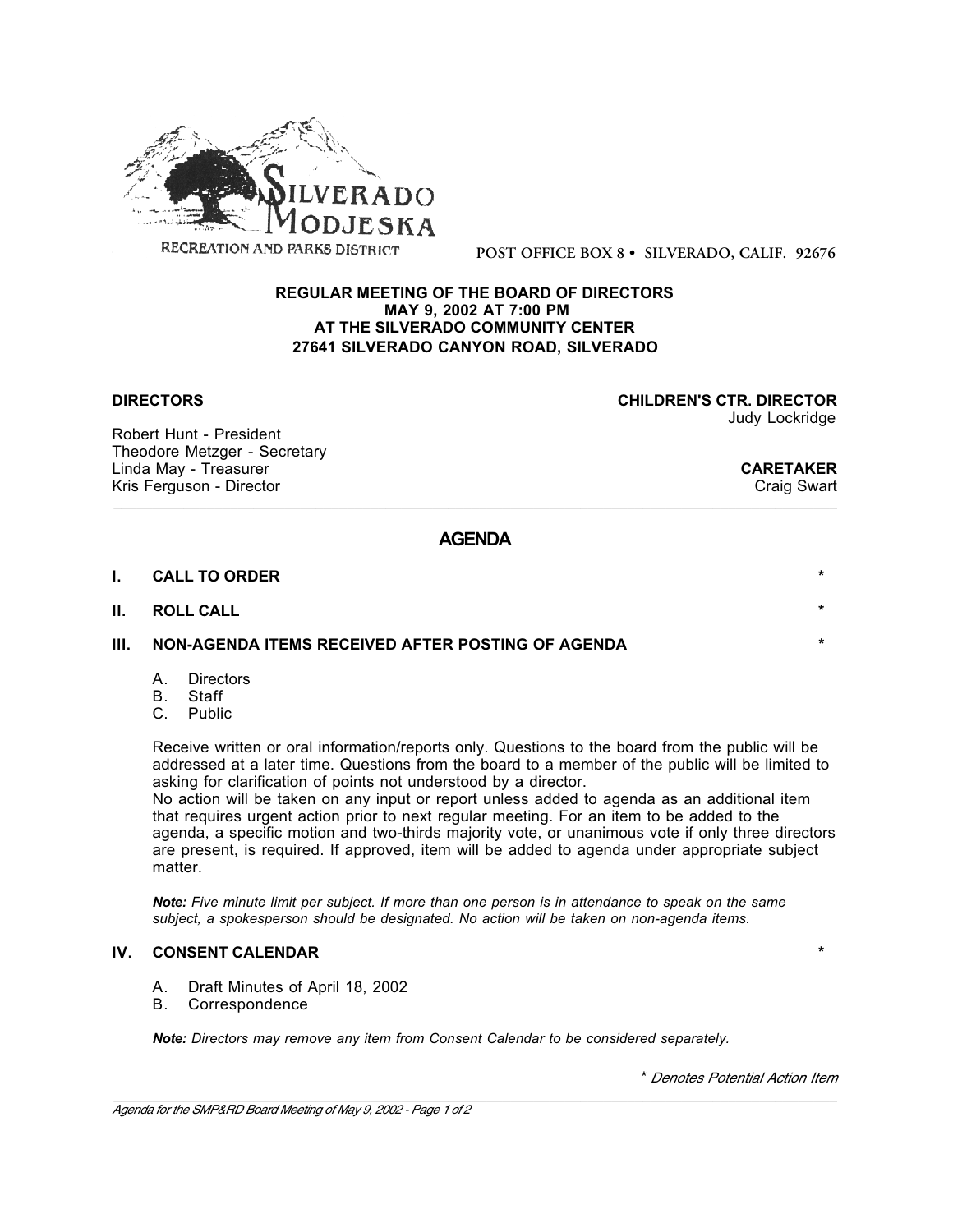SILVERADO MODJESKA

RECREATION AND PARKS DISTRICT

POST OFFICE BOX 8 • SILVERADO, CALIF. 92676

**REGULAR MEETING OF THE BOARD OF DIRECTORS**
**MAY 9, 2002 AT 7:00 PM**
**AT THE SILVERADO COMMUNITY CENTER**
**27641 SILVERADO CANYON ROAD, SILVERADO**

**DIRECTORS**

Robert Hunt - President
Theodore Metzger - Secretary
Linda May - Treasurer
Kris Ferguson - Director

**CHILDREN'S CTR. DIRECTOR**
Judy Lockridge

**CARETAKER**
Craig Swart

---

# AGENDA

**I. CALL TO ORDER** *

**II. ROLL CALL** *

**III. NON-AGENDA ITEMS RECEIVED AFTER POSTING OF AGENDA** *

A. Directors
B. Staff
C. Public

Receive written or oral information/reports only. Questions to the board from the public will be addressed at a later time. Questions from the board to a member of the public will be limited to asking for clarification of points not understood by a director.
No action will be taken on any input or report unless added to agenda as an additional item that requires urgent action prior to next regular meeting. For an item to be added to the agenda, a specific motion and two-thirds majority vote, or unanimous vote if only three directors are present, is required. If approved, item will be added to agenda under appropriate subject matter.

***Note:*** *Five minute limit per subject. If more than one person is in attendance to speak on the same subject, a spokesperson should be designated. No action will be taken on non-agenda items.*

**IV. CONSENT CALENDAR** *

A. Draft Minutes of April 18, 2002
B. Correspondence

***Note:*** *Directors may remove any item from Consent Calendar to be considered separately.*

\* *Denotes Potential Action Item*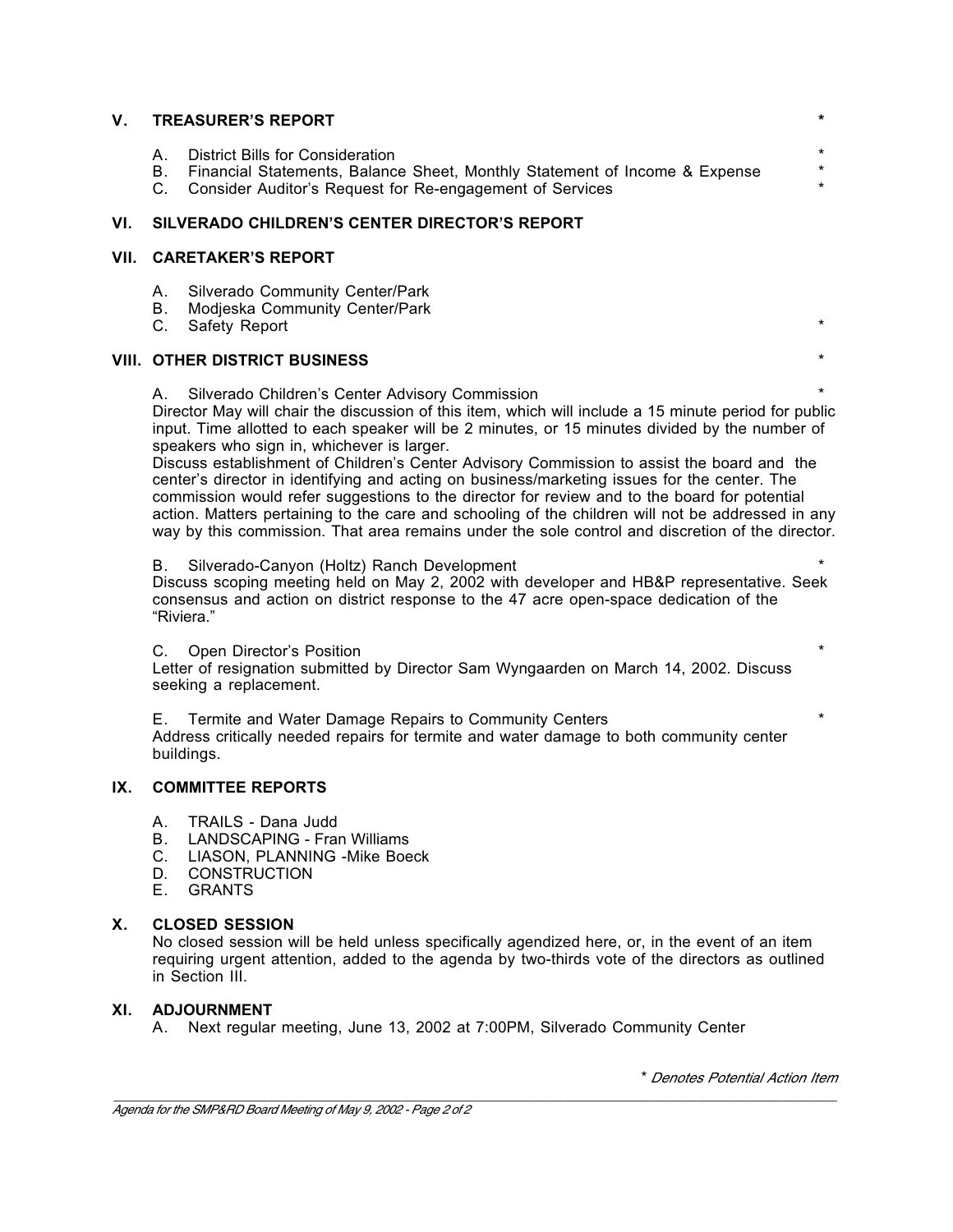## V. TREASURER'S REPORT *

A. District Bills for Consideration *
B. Financial Statements, Balance Sheet, Monthly Statement of Income & Expense *
C. Consider Auditor's Request for Re-engagement of Services *

## VI. SILVERADO CHILDREN'S CENTER DIRECTOR'S REPORT

## VII. CARETAKER'S REPORT

A. Silverado Community Center/Park
B. Modjeska Community Center/Park
C. Safety Report *

## VIII. OTHER DISTRICT BUSINESS *

A. Silverado Children's Center Advisory Commission *
Director May will chair the discussion of this item, which will include a 15 minute period for public input. Time allotted to each speaker will be 2 minutes, or 15 minutes divided by the number of speakers who sign in, whichever is larger.
Discuss establishment of Children's Center Advisory Commission to assist the board and the center's director in identifying and acting on business/marketing issues for the center. The commission would refer suggestions to the director for review and to the board for potential action. Matters pertaining to the care and schooling of the children will not be addressed in any way by this commission. That area remains under the sole control and discretion of the director.

B. Silverado-Canyon (Holtz) Ranch Development *
Discuss scoping meeting held on May 2, 2002 with developer and HB&P representative. Seek consensus and action on district response to the 47 acre open-space dedication of the "Riviera."

C. Open Director's Position *
Letter of resignation submitted by Director Sam Wyngaarden on March 14, 2002. Discuss seeking a replacement.

E. Termite and Water Damage Repairs to Community Centers *
Address critically needed repairs for termite and water damage to both community center buildings.

## IX. COMMITTEE REPORTS

A. TRAILS - Dana Judd
B. LANDSCAPING - Fran Williams
C. LIASON, PLANNING -Mike Boeck
D. CONSTRUCTION
E. GRANTS

## X. CLOSED SESSION

No closed session will be held unless specifically agendized here, or, in the event of an item requiring urgent attention, added to the agenda by two-thirds vote of the directors as outlined in Section III.

## XI. ADJOURNMENT

A. Next regular meeting, June 13, 2002 at 7:00PM, Silverado Community Center

*\* Denotes Potential Action Item*